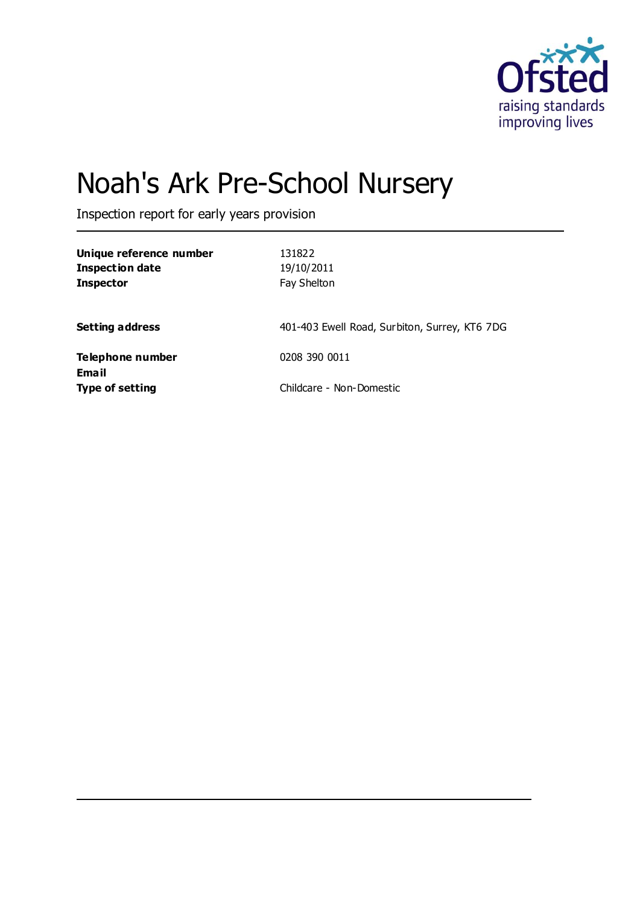# Noah's Ark Pre-School Nursery

Inspection report for early years provision

| | |
|---|---|
| **Unique reference number** | 131822 |
| **Inspection date** | 19/10/2011 |
| **Inspector** | Fay Shelton |
| **Setting address** | 401-403 Ewell Road, Surbiton, Surrey, KT6 7DG |
| **Telephone number** | 0208 390 0011 |
| **Email** | |
| **Type of setting** | Childcare - Non-Domestic |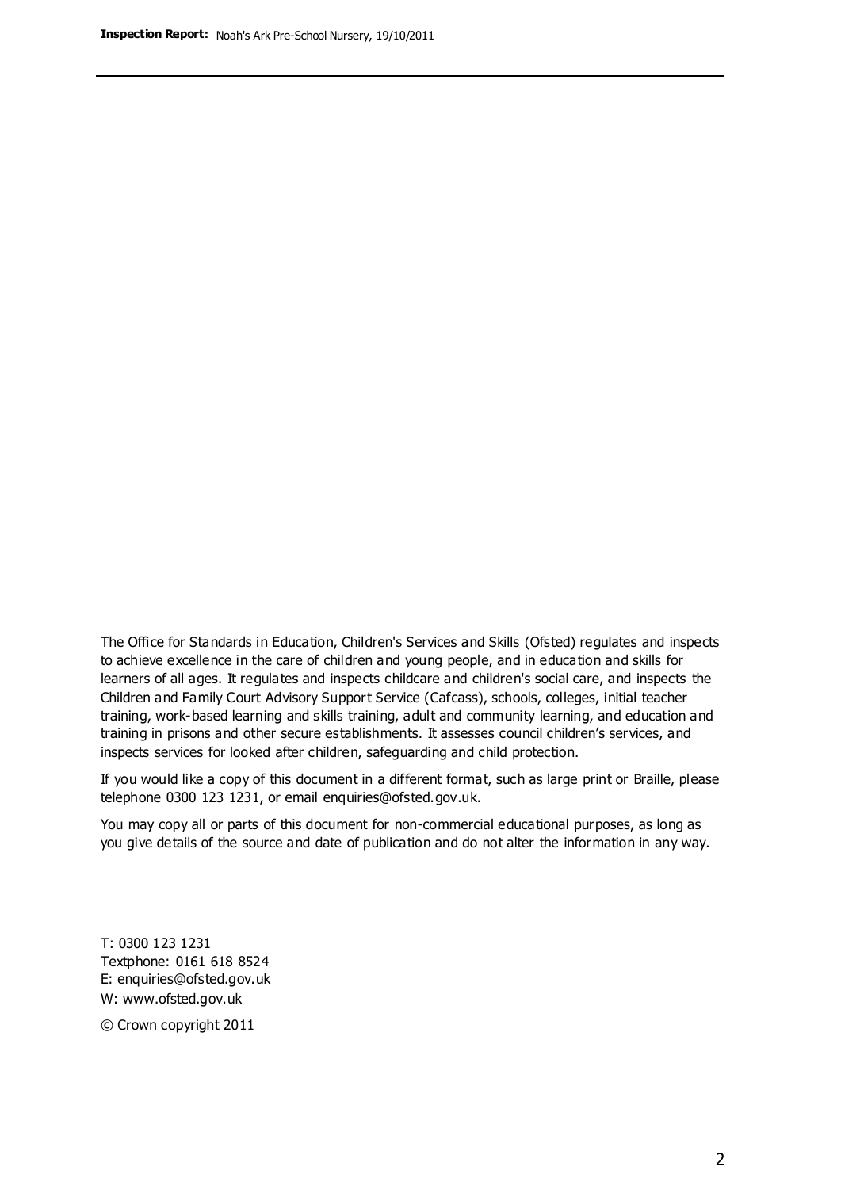The Office for Standards in Education, Children's Services and Skills (Ofsted) regulates and inspects to achieve excellence in the care of children and young people, and in education and skills for learners of all ages. It regulates and inspects childcare and children's social care, and inspects the Children and Family Court Advisory Support Service (Cafcass), schools, colleges, initial teacher training, work-based learning and skills training, adult and community learning, and education and training in prisons and other secure establishments. It assesses council children's services, and inspects services for looked after children, safeguarding and child protection.

If you would like a copy of this document in a different format, such as large print or Braille, please telephone 0300 123 1231, or email enquiries@ofsted.gov.uk.

You may copy all or parts of this document for non-commercial educational purposes, as long as you give details of the source and date of publication and do not alter the information in any way.

T: 0300 123 1231
Textphone: 0161 618 8524
E: enquiries@ofsted.gov.uk
W: www.ofsted.gov.uk

© Crown copyright 2011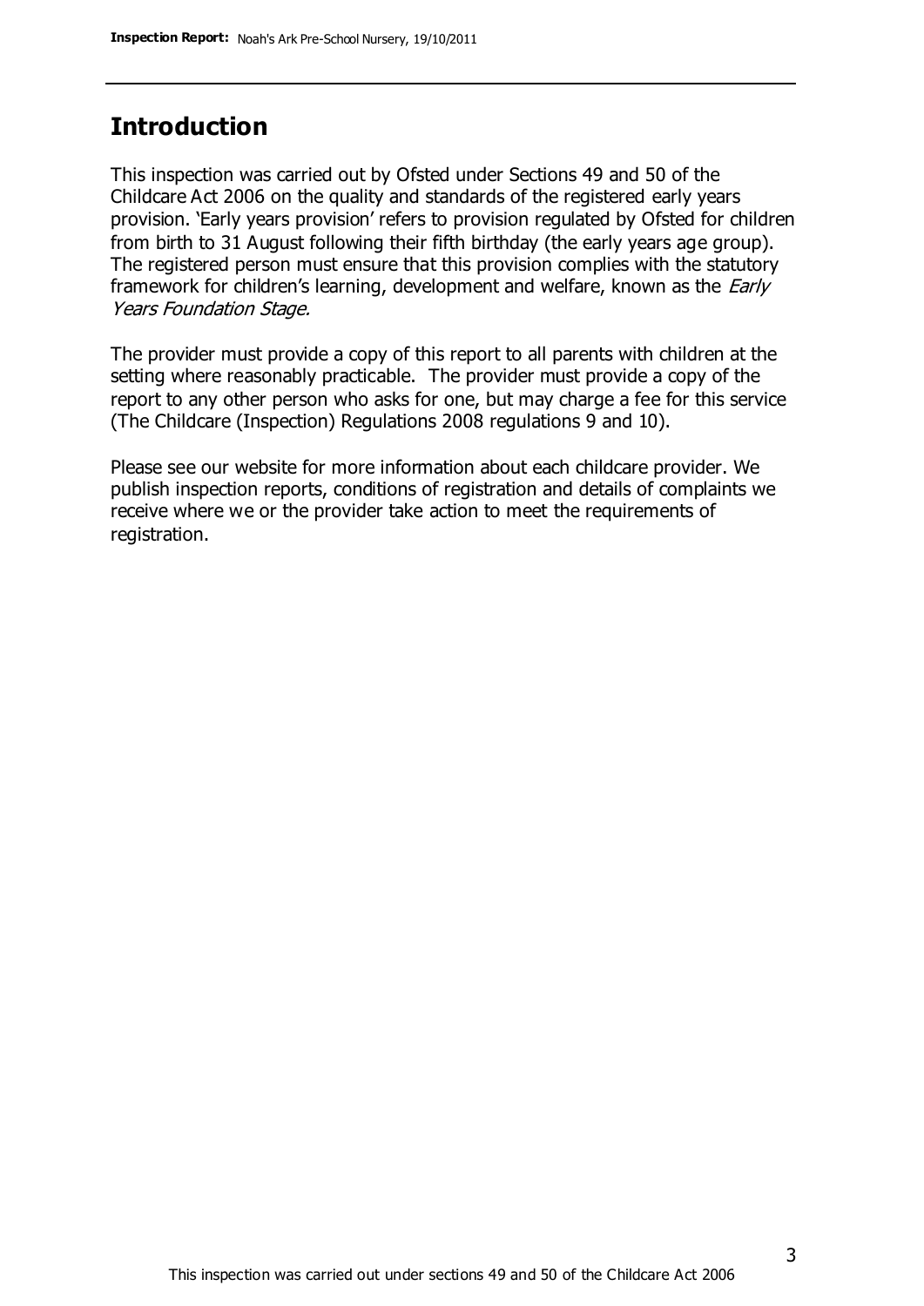## Introduction

This inspection was carried out by Ofsted under Sections 49 and 50 of the Childcare Act 2006 on the quality and standards of the registered early years provision. 'Early years provision' refers to provision regulated by Ofsted for children from birth to 31 August following their fifth birthday (the early years age group). The registered person must ensure that this provision complies with the statutory framework for children's learning, development and welfare, known as the *Early Years Foundation Stage.*

The provider must provide a copy of this report to all parents with children at the setting where reasonably practicable. The provider must provide a copy of the report to any other person who asks for one, but may charge a fee for this service (The Childcare (Inspection) Regulations 2008 regulations 9 and 10).

Please see our website for more information about each childcare provider. We publish inspection reports, conditions of registration and details of complaints we receive where we or the provider take action to meet the requirements of registration.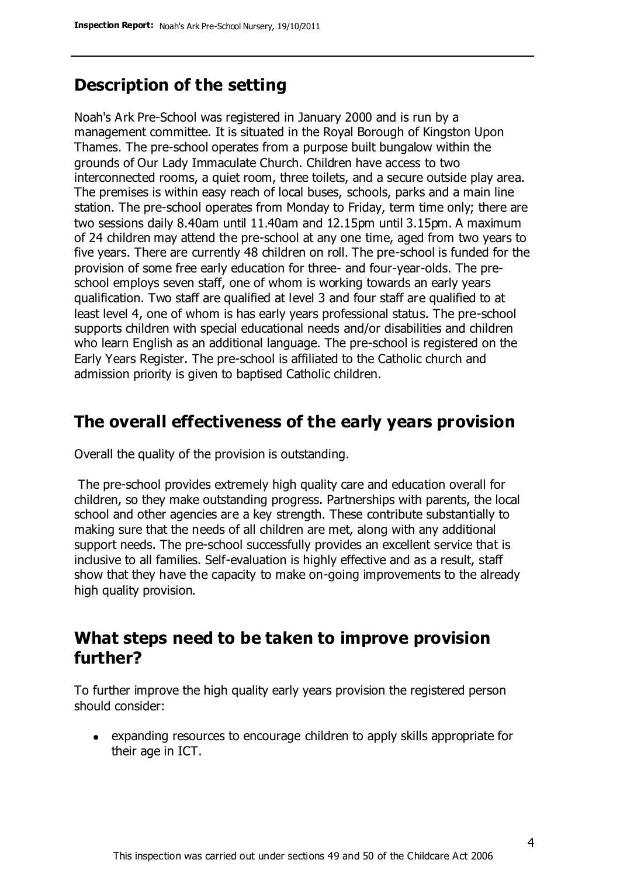## Description of the setting

Noah's Ark Pre-School was registered in January 2000 and is run by a management committee. It is situated in the Royal Borough of Kingston Upon Thames. The pre-school operates from a purpose built bungalow within the grounds of Our Lady Immaculate Church. Children have access to two interconnected rooms, a quiet room, three toilets, and a secure outside play area. The premises is within easy reach of local buses, schools, parks and a main line station. The pre-school operates from Monday to Friday, term time only; there are two sessions daily 8.40am until 11.40am and 12.15pm until 3.15pm. A maximum of 24 children may attend the pre-school at any one time, aged from two years to five years. There are currently 48 children on roll. The pre-school is funded for the provision of some free early education for three- and four-year-olds. The pre-school employs seven staff, one of whom is working towards an early years qualification. Two staff are qualified at level 3 and four staff are qualified to at least level 4, one of whom is has early years professional status. The pre-school supports children with special educational needs and/or disabilities and children who learn English as an additional language. The pre-school is registered on the Early Years Register. The pre-school is affiliated to the Catholic church and admission priority is given to baptised Catholic children.

## The overall effectiveness of the early years provision

Overall the quality of the provision is outstanding.

The pre-school provides extremely high quality care and education overall for children, so they make outstanding progress. Partnerships with parents, the local school and other agencies are a key strength. These contribute substantially to making sure that the needs of all children are met, along with any additional support needs. The pre-school successfully provides an excellent service that is inclusive to all families. Self-evaluation is highly effective and as a result, staff show that they have the capacity to make on-going improvements to the already high quality provision.

## What steps need to be taken to improve provision further?

To further improve the high quality early years provision the registered person should consider:

- expanding resources to encourage children to apply skills appropriate for their age in ICT.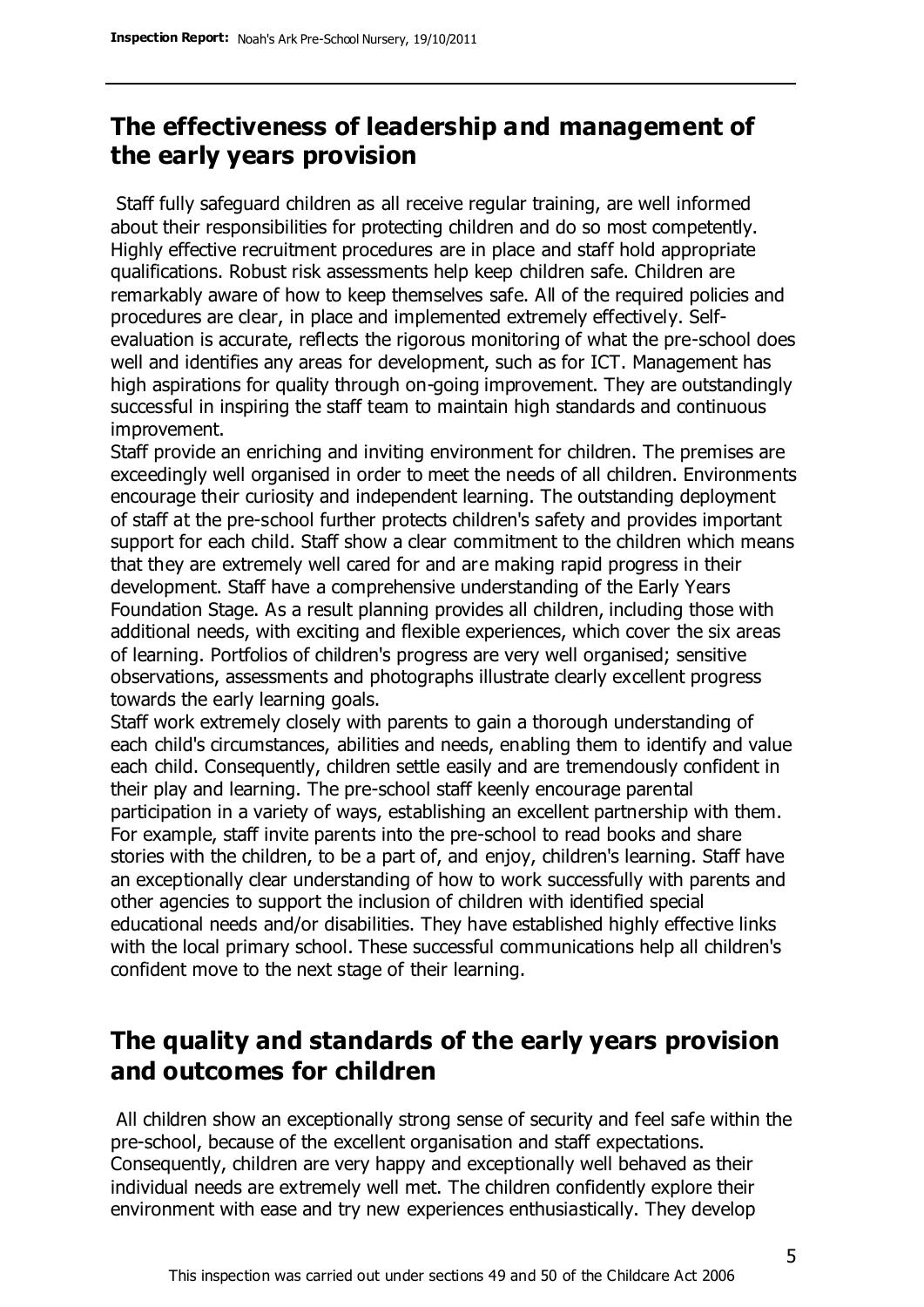## The effectiveness of leadership and management of the early years provision

Staff fully safeguard children as all receive regular training, are well informed about their responsibilities for protecting children and do so most competently. Highly effective recruitment procedures are in place and staff hold appropriate qualifications. Robust risk assessments help keep children safe. Children are remarkably aware of how to keep themselves safe. All of the required policies and procedures are clear, in place and implemented extremely effectively. Self-evaluation is accurate, reflects the rigorous monitoring of what the pre-school does well and identifies any areas for development, such as for ICT. Management has high aspirations for quality through on-going improvement. They are outstandingly successful in inspiring the staff team to maintain high standards and continuous improvement.

Staff provide an enriching and inviting environment for children. The premises are exceedingly well organised in order to meet the needs of all children. Environments encourage their curiosity and independent learning. The outstanding deployment of staff at the pre-school further protects children's safety and provides important support for each child. Staff show a clear commitment to the children which means that they are extremely well cared for and are making rapid progress in their development. Staff have a comprehensive understanding of the Early Years Foundation Stage. As a result planning provides all children, including those with additional needs, with exciting and flexible experiences, which cover the six areas of learning. Portfolios of children's progress are very well organised; sensitive observations, assessments and photographs illustrate clearly excellent progress towards the early learning goals.

Staff work extremely closely with parents to gain a thorough understanding of each child's circumstances, abilities and needs, enabling them to identify and value each child. Consequently, children settle easily and are tremendously confident in their play and learning. The pre-school staff keenly encourage parental participation in a variety of ways, establishing an excellent partnership with them. For example, staff invite parents into the pre-school to read books and share stories with the children, to be a part of, and enjoy, children's learning. Staff have an exceptionally clear understanding of how to work successfully with parents and other agencies to support the inclusion of children with identified special educational needs and/or disabilities. They have established highly effective links with the local primary school. These successful communications help all children's confident move to the next stage of their learning.

## The quality and standards of the early years provision and outcomes for children

All children show an exceptionally strong sense of security and feel safe within the pre-school, because of the excellent organisation and staff expectations. Consequently, children are very happy and exceptionally well behaved as their individual needs are extremely well met. The children confidently explore their environment with ease and try new experiences enthusiastically. They develop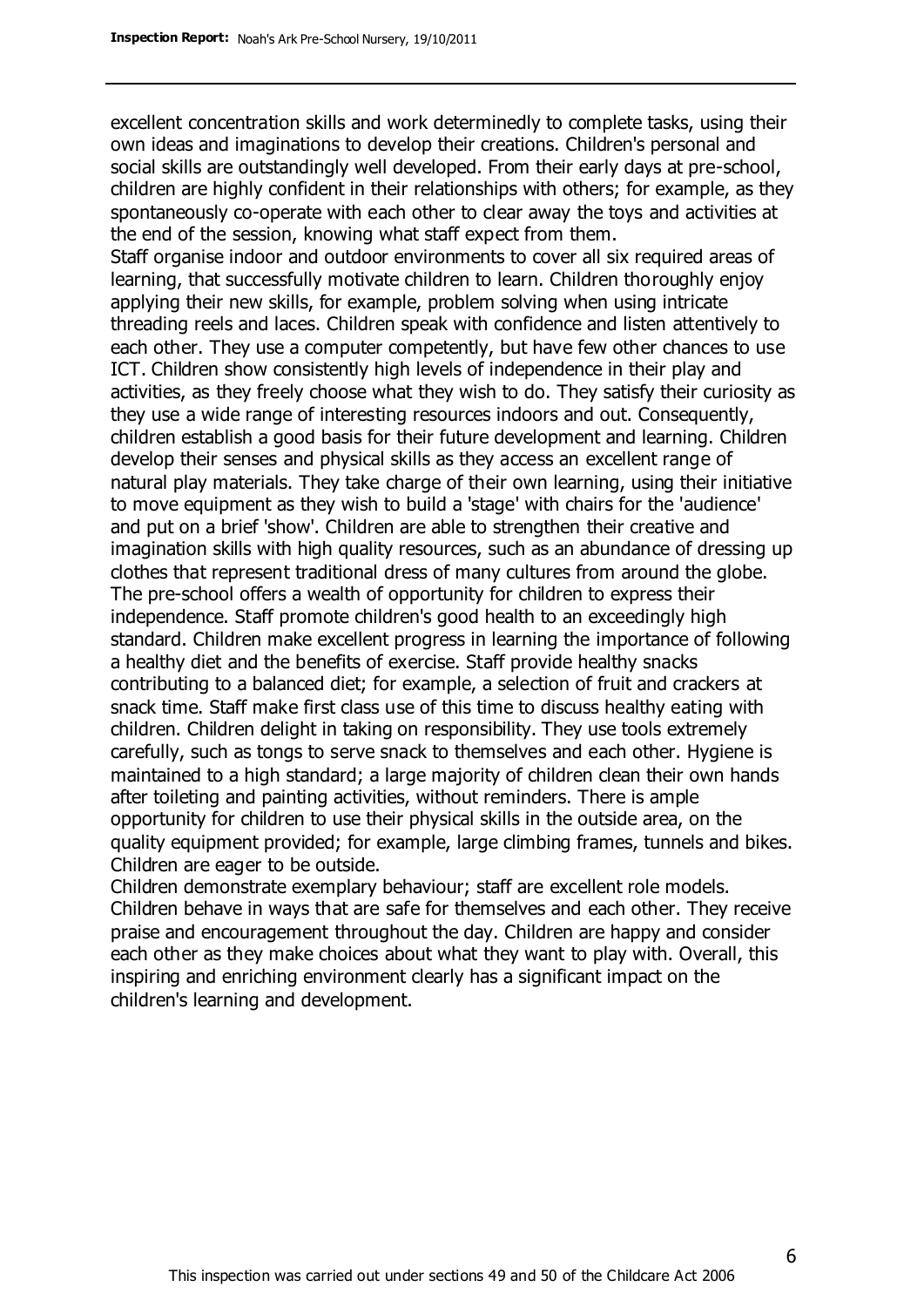excellent concentration skills and work determinedly to complete tasks, using their own ideas and imaginations to develop their creations. Children's personal and social skills are outstandingly well developed. From their early days at pre-school, children are highly confident in their relationships with others; for example, as they spontaneously co-operate with each other to clear away the toys and activities at the end of the session, knowing what staff expect from them.

Staff organise indoor and outdoor environments to cover all six required areas of learning, that successfully motivate children to learn. Children thoroughly enjoy applying their new skills, for example, problem solving when using intricate threading reels and laces. Children speak with confidence and listen attentively to each other. They use a computer competently, but have few other chances to use ICT. Children show consistently high levels of independence in their play and activities, as they freely choose what they wish to do. They satisfy their curiosity as they use a wide range of interesting resources indoors and out. Consequently, children establish a good basis for their future development and learning. Children develop their senses and physical skills as they access an excellent range of natural play materials. They take charge of their own learning, using their initiative to move equipment as they wish to build a 'stage' with chairs for the 'audience' and put on a brief 'show'. Children are able to strengthen their creative and imagination skills with high quality resources, such as an abundance of dressing up clothes that represent traditional dress of many cultures from around the globe. The pre-school offers a wealth of opportunity for children to express their independence. Staff promote children's good health to an exceedingly high standard. Children make excellent progress in learning the importance of following a healthy diet and the benefits of exercise. Staff provide healthy snacks contributing to a balanced diet; for example, a selection of fruit and crackers at snack time. Staff make first class use of this time to discuss healthy eating with children. Children delight in taking on responsibility. They use tools extremely carefully, such as tongs to serve snack to themselves and each other. Hygiene is maintained to a high standard; a large majority of children clean their own hands after toileting and painting activities, without reminders. There is ample opportunity for children to use their physical skills in the outside area, on the quality equipment provided; for example, large climbing frames, tunnels and bikes. Children are eager to be outside.

Children demonstrate exemplary behaviour; staff are excellent role models. Children behave in ways that are safe for themselves and each other. They receive praise and encouragement throughout the day. Children are happy and consider each other as they make choices about what they want to play with. Overall, this inspiring and enriching environment clearly has a significant impact on the children's learning and development.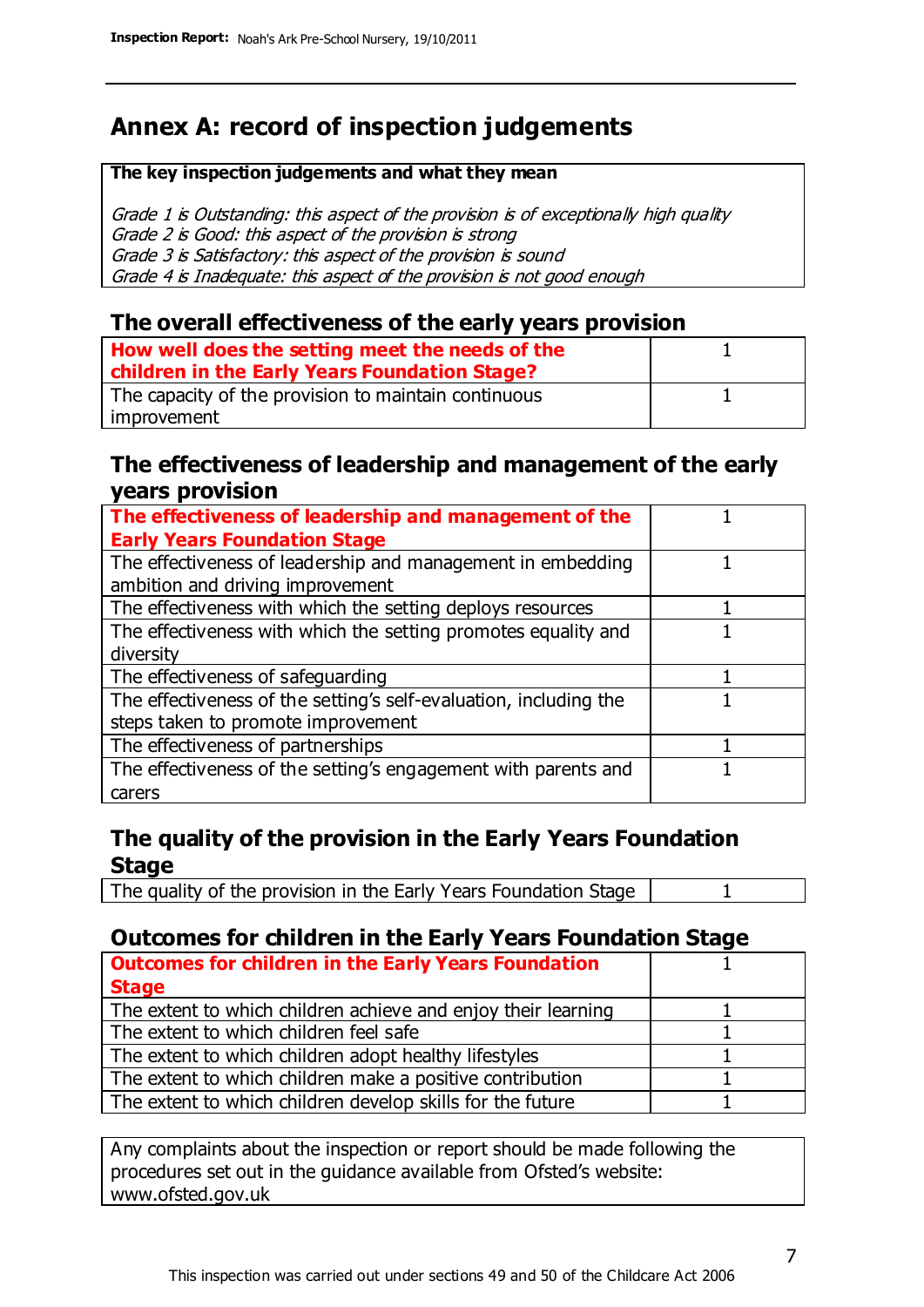# Annex A: record of inspection judgements

| The key inspection judgements and what they mean |
|---|
| *Grade 1 is Outstanding: this aspect of the provision is of exceptionally high quality*<br>*Grade 2 is Good: this aspect of the provision is strong*<br>*Grade 3 is Satisfactory: this aspect of the provision is sound*<br>*Grade 4 is Inadequate: this aspect of the provision is not good enough* |

## The overall effectiveness of the early years provision

| | |
|---|---|
| **How well does the setting meet the needs of the children in the Early Years Foundation Stage?** | 1 |
| The capacity of the provision to maintain continuous improvement | 1 |

## The effectiveness of leadership and management of the early years provision

| | |
|---|---|
| **The effectiveness of leadership and management of the Early Years Foundation Stage** | 1 |
| The effectiveness of leadership and management in embedding ambition and driving improvement | 1 |
| The effectiveness with which the setting deploys resources | 1 |
| The effectiveness with which the setting promotes equality and diversity | 1 |
| The effectiveness of safeguarding | 1 |
| The effectiveness of the setting's self-evaluation, including the steps taken to promote improvement | 1 |
| The effectiveness of partnerships | 1 |
| The effectiveness of the setting's engagement with parents and carers | 1 |

## The quality of the provision in the Early Years Foundation Stage

| | |
|---|---|
| The quality of the provision in the Early Years Foundation Stage | 1 |

## Outcomes for children in the Early Years Foundation Stage

| | |
|---|---|
| **Outcomes for children in the Early Years Foundation Stage** | 1 |
| The extent to which children achieve and enjoy their learning | 1 |
| The extent to which children feel safe | 1 |
| The extent to which children adopt healthy lifestyles | 1 |
| The extent to which children make a positive contribution | 1 |
| The extent to which children develop skills for the future | 1 |

Any complaints about the inspection or report should be made following the procedures set out in the guidance available from Ofsted's website: www.ofsted.gov.uk

This inspection was carried out under sections 49 and 50 of the Childcare Act 2006